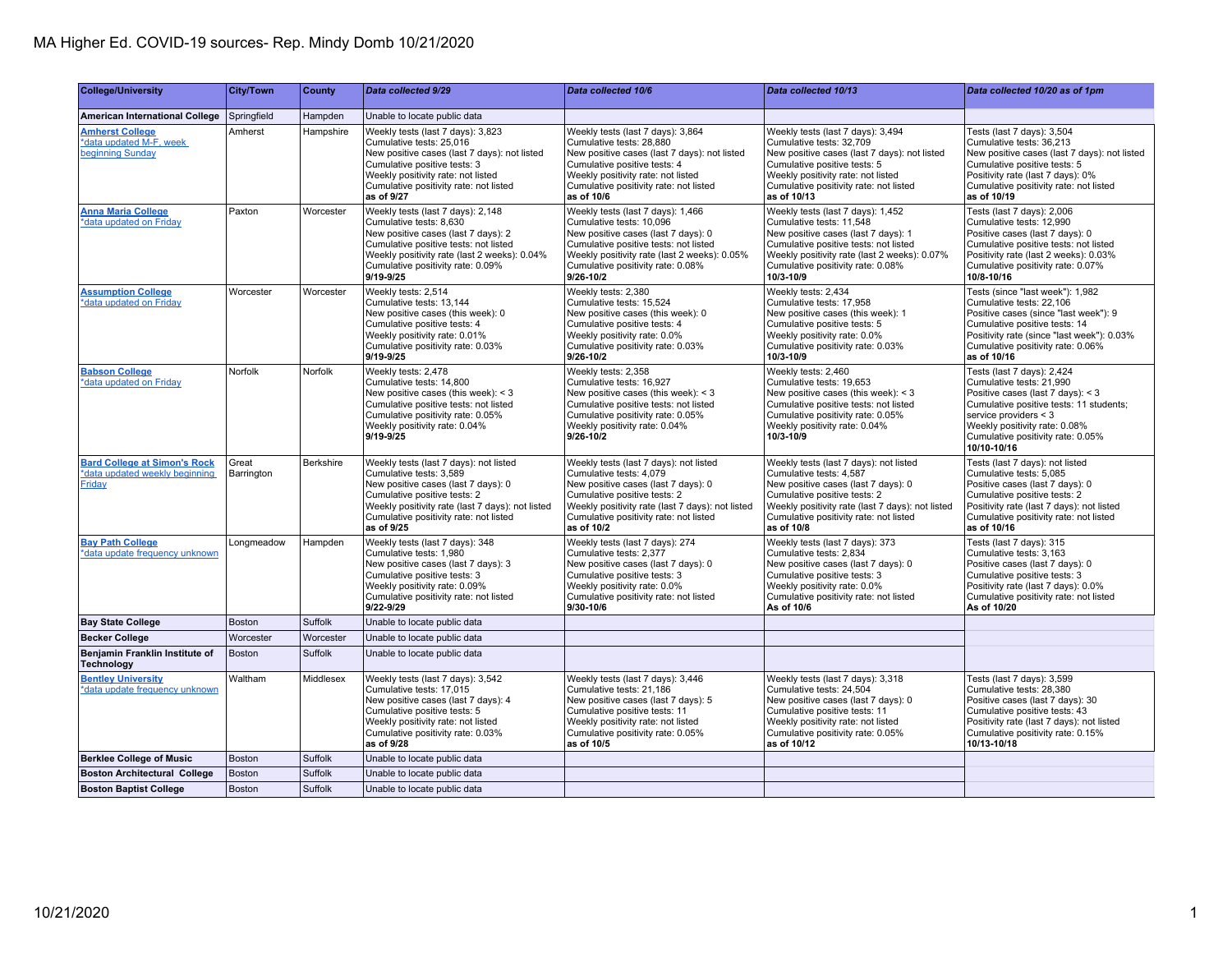# MA Higher Ed. COVID-19 sources- Rep. Mindy Domb 10/21/2020

| College/University | City/Town | County | *Data collected 9/29* | *Data collected 10/6* | *Data collected 10/13* | *Data collected 10/20 as of 1pm* |
|---|---|---|---|---|---|---|
| **American International College** | Springfield | Hampden | Unable to locate public data | | | |
| **Amherst College** *data updated M-F, week beginning Sunday | Amherst | Hampshire | Weekly tests (last 7 days): 3,823<br>Cumulative tests: 25,016<br>New positive cases (last 7 days): not listed<br>Cumulative positive tests: 3<br>Weekly positivity rate: not listed<br>Cumulative positivity rate: not listed<br>**as of 9/27** | Weekly tests (last 7 days): 3,864<br>Cumulative tests: 28,880<br>New positive cases (last 7 days): not listed<br>Cumulative positive tests: 4<br>Weekly positivity rate: not listed<br>Cumulative positivity rate: not listed<br>**as of 10/6** | Weekly tests (last 7 days): 3,494<br>Cumulative tests: 32,709<br>New positive cases (last 7 days): not listed<br>Cumulative positive tests: 5<br>Weekly positivity rate: not listed<br>Cumulative positivity rate: not listed<br>**as of 10/13** | Tests (last 7 days): 3,504<br>Cumulative tests: 36,213<br>New positive cases (last 7 days): not listed<br>Cumulative positive tests: 5<br>Positivity rate (last 7 days): 0%<br>Cumulative positivity rate: not listed<br>**as of 10/19** |
| **Anna Maria College** *data updated on Friday | Paxton | Worcester | Weekly tests (last 7 days): 2,148<br>Cumulative tests: 8,630<br>New positive cases (last 7 days): 2<br>Cumulative positive tests: not listed<br>Weekly positivity rate (last 2 weeks): 0.04%<br>Cumulative positivity rate: 0.09%<br>**9/19-9/25** | Weekly tests (last 7 days): 1,466<br>Cumulative tests: 10,096<br>New positive cases (last 7 days): 0<br>Cumulative positive tests: not listed<br>Weekly positivity rate (last 2 weeks): 0.05%<br>Cumulative positivity rate: 0.08%<br>**9/26-10/2** | Weekly tests (last 7 days): 1,452<br>Cumulative tests: 11,548<br>New positive cases (last 7 days): 1<br>Cumulative positive tests: not listed<br>Weekly positivity rate (last 2 weeks): 0.07%<br>Cumulative positivity rate: 0.08%<br>**10/3-10/9** | Tests (last 7 days): 2,006<br>Cumulative tests: 12,990<br>Positive cases (last 7 days): 0<br>Cumulative positive tests: not listed<br>Positivity rate (last 2 weeks): 0.03%<br>Cumulative positivity rate: 0.07%<br>**10/8-10/16** |
| **Assumption College** *data updated on Friday | Worcester | Worcester | Weekly tests: 2,514<br>Cumulative tests: 13,144<br>New positive cases (this week): 0<br>Cumulative positive tests: 4<br>Weekly positivity rate: 0.01%<br>Cumulative positivity rate: 0.03%<br>**9/19-9/25** | Weekly tests: 2,380<br>Cumulative tests: 15,524<br>New positive cases (this week): 0<br>Cumulative positive tests: 4<br>Weekly positivity rate: 0.0%<br>Cumulative positivity rate: 0.03%<br>**9/26-10/2** | Weekly tests: 2,434<br>Cumulative tests: 17,958<br>New positive cases (this week): 1<br>Cumulative positive tests: 5<br>Weekly positivity rate: 0.0%<br>Cumulative positivity rate: 0.03%<br>**10/3-10/9** | Tests (since "last week"): 1,982<br>Cumulative tests: 22,106<br>Positive cases (since "last week"): 9<br>Cumulative positive tests: 14<br>Positivity rate (since "last week"): 0.03%<br>Cumulative positivity rate: 0.06%<br>**as of 10/16** |
| **Babson College** *data updated on Friday | Norfolk | Norfolk | Weekly tests: 2,478<br>Cumulative tests: 14,800<br>New positive cases (this week): < 3<br>Cumulative positive tests: not listed<br>Cumulative positivity rate: 0.05%<br>Weekly positivity rate: 0.04%<br>**9/19-9/25** | Weekly tests: 2,358<br>Cumulative tests: 16,927<br>New positive cases (this week): < 3<br>Cumulative positive tests: not listed<br>Cumulative positivity rate: 0.05%<br>Weekly positivity rate: 0.04%<br>**9/26-10/2** | Weekly tests: 2,460<br>Cumulative tests: 19,653<br>New positive cases (this week): < 3<br>Cumulative positive tests: not listed<br>Cumulative positivity rate: 0.05%<br>Weekly positivity rate: 0.04%<br>**10/3-10/9** | Tests (last 7 days): 2,424<br>Cumulative tests: 21,990<br>Positive cases (last 7 days): < 3<br>Cumulative positive tests: 11 students; service providers < 3<br>Weekly positivity rate: 0.08%<br>Cumulative positivity rate: 0.05%<br>**10/10-10/16** |
| **Bard College at Simon's Rock** *data updated weekly beginning Friday | Great Barrington | Berkshire | Weekly tests (last 7 days): not listed<br>Cumulative tests: 3,589<br>New positive cases (last 7 days): 0<br>Cumulative positive tests: 2<br>Weekly positivity rate (last 7 days): not listed<br>Cumulative positivity rate: not listed<br>**as of 9/25** | Weekly tests (last 7 days): not listed<br>Cumulative tests: 4,079<br>New positive cases (last 7 days): 0<br>Cumulative positive tests: 2<br>Weekly positivity rate (last 7 days): not listed<br>Cumulative positivity rate: not listed<br>**as of 10/2** | Weekly tests (last 7 days): not listed<br>Cumulative tests: 4,587<br>New positive cases (last 7 days): 0<br>Cumulative positive tests: 2<br>Weekly positivity rate (last 7 days): not listed<br>Cumulative positivity rate: not listed<br>**as of 10/8** | Tests (last 7 days): not listed<br>Cumulative tests: 5,085<br>Positive cases (last 7 days): 0<br>Cumulative positive tests: 2<br>Positivity rate (last 7 days): not listed<br>Cumulative positivity rate: not listed<br>**as of 10/16** |
| **Bay Path College** *data update frequency unknown | Longmeadow | Hampden | Weekly tests (last 7 days): 348<br>Cumulative tests: 1,980<br>New positive cases (last 7 days): 3<br>Cumulative positive tests: 3<br>Weekly positivity rate: 0.09%<br>Cumulative positivity rate: not listed<br>**9/22-9/29** | Weekly tests (last 7 days): 274<br>Cumulative tests: 2,377<br>New positive cases (last 7 days): 0<br>Cumulative positive tests: 3<br>Weekly positivity rate: 0.0%<br>Cumulative positivity rate: not listed<br>**9/30-10/6** | Weekly tests (last 7 days): 373<br>Cumulative tests: 2,834<br>New positive cases (last 7 days): 0<br>Cumulative positive tests: 3<br>Weekly positivity rate: 0.0%<br>Cumulative positivity rate: not listed<br>**As of 10/6** | Tests (last 7 days): 315<br>Cumulative tests: 3,163<br>Positive cases (last 7 days): 0<br>Cumulative positive tests: 3<br>Positivity rate (last 7 days): 0.0%<br>Cumulative positivity rate: not listed<br>**As of 10/20** |
| **Bay State College** | Boston | Suffolk | Unable to locate public data | | | |
| **Becker College** | Worcester | Worcester | Unable to locate public data | | | |
| **Benjamin Franklin Institute of Technology** | Boston | Suffolk | Unable to locate public data | | | |
| **Bentley University** *data update frequency unknown | Waltham | Middlesex | Weekly tests (last 7 days): 3,542<br>Cumulative tests: 17,015<br>New positive cases (last 7 days): 4<br>Cumulative positive tests: 5<br>Weekly positivity rate: not listed<br>Cumulative positivity rate: 0.03%<br>**as of 9/28** | Weekly tests (last 7 days): 3,446<br>Cumulative tests: 21,186<br>New positive cases (last 7 days): 5<br>Cumulative positive tests: 11<br>Weekly positivity rate: not listed<br>Cumulative positivity rate: 0.05%<br>**as of 10/5** | Weekly tests (last 7 days): 3,318<br>Cumulative tests: 24,504<br>New positive cases (last 7 days): 0<br>Cumulative positive tests: 11<br>Weekly positivity rate: not listed<br>Cumulative positivity rate: 0.05%<br>**as of 10/12** | Tests (last 7 days): 3,599<br>Cumulative tests: 28,380<br>Positive cases (last 7 days): 30<br>Cumulative positive tests: 43<br>Positivity rate (last 7 days): not listed<br>Cumulative positivity rate: 0.15%<br>**10/13-10/18** |
| **Berklee College of Music** | Boston | Suffolk | Unable to locate public data | | | |
| **Boston Architectural College** | Boston | Suffolk | Unable to locate public data | | | |
| **Boston Baptist College** | Boston | Suffolk | Unable to locate public data | | | |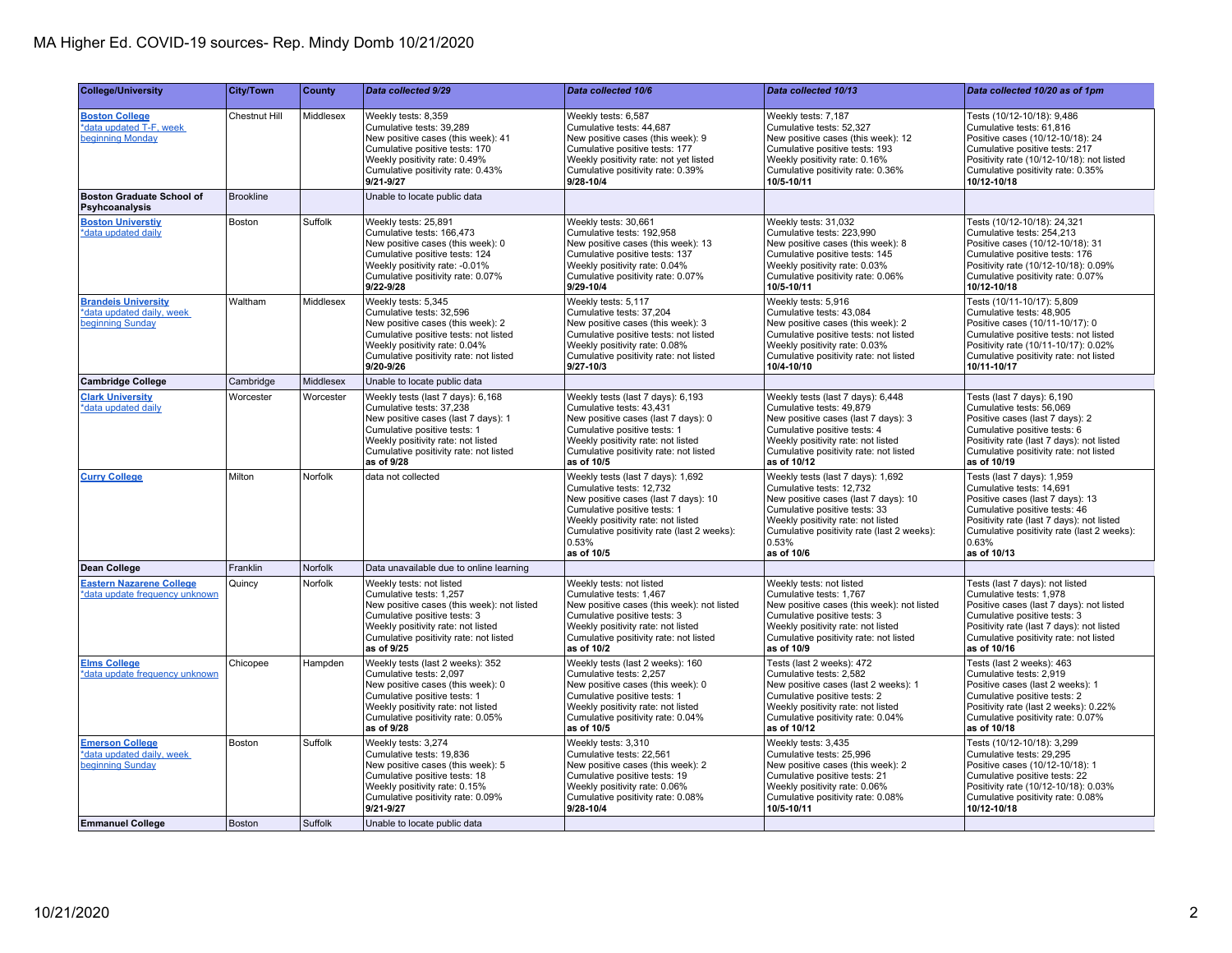# MA Higher Ed. COVID-19 sources- Rep. Mindy Domb 10/21/2020

| College/University | City/Town | County | Data collected 9/29 | Data collected 10/6 | Data collected 10/13 | Data collected 10/20 as of 1pm |
|---|---|---|---|---|---|---|
| **Boston College** *data updated T-F, week beginning Monday | Chestnut Hill | Middlesex | Weekly tests: 8,359<br>Cumulative tests: 39,289<br>New positive cases (this week): 41<br>Cumulative positive tests: 170<br>Weekly positivity rate: 0.49%<br>Cumulative positivity rate: 0.43%<br>**9/21-9/27** | Weekly tests: 6,587<br>Cumulative tests: 44,687<br>New positive cases (this week): 9<br>Cumulative positive tests: 177<br>Weekly positivity rate: not yet listed<br>Cumulative positivity rate: 0.39%<br>**9/28-10/4** | Weekly tests: 7,187<br>Cumulative tests: 52,327<br>New positive cases (this week): 12<br>Cumulative positive tests: 193<br>Weekly positivity rate: 0.16%<br>Cumulative positivity rate: 0.36%<br>**10/5-10/11** | Tests (10/12-10/18): 9,486<br>Cumulative tests: 61,816<br>Positive cases (10/12-10/18): 24<br>Cumulative positive tests: 217<br>Positivity rate (10/12-10/18): not listed<br>Cumulative positivity rate: 0.35%<br>**10/12-10/18** |
| **Boston Graduate School of Psyhcoanalysis** | Brookline | | Unable to locate public data | | | |
| **Boston Universtiy** *data updated daily | Boston | Suffolk | Weekly tests: 25,891<br>Cumulative tests: 166,473<br>New positive cases (this week): 0<br>Cumulative positive tests: 124<br>Weekly positivity rate: -0.01%<br>Cumulative positivity rate: 0.07%<br>**9/22-9/28** | Weekly tests: 30,661<br>Cumulative tests: 192,958<br>New positive cases (this week): 13<br>Cumulative positive tests: 137<br>Weekly positivity rate: 0.04%<br>Cumulative positivity rate: 0.07%<br>**9/29-10/4** | Weekly tests: 31,032<br>Cumulative tests: 223,990<br>New positive cases (this week): 8<br>Cumulative positive tests: 145<br>Weekly positivity rate: 0.03%<br>Cumulative positivity rate: 0.06%<br>**10/5-10/11** | Tests (10/12-10/18): 24,321<br>Cumulative tests: 254,213<br>Positive cases (10/12-10/18): 31<br>Cumulative positive tests: 176<br>Positivity rate (10/12-10/18): 0.09%<br>Cumulative positivity rate: 0.07%<br>**10/12-10/18** |
| **Brandeis University** *data updated daily, week beginning Sunday | Waltham | Middlesex | Weekly tests: 5,345<br>Cumulative tests: 32,596<br>New positive cases (this week): 2<br>Cumulative positive tests: not listed<br>Weekly positivity rate: 0.04%<br>Cumulative positivity rate: not listed<br>**9/20-9/26** | Weekly tests: 5,117<br>Cumulative tests: 37,204<br>New positive cases (this week): 3<br>Cumulative positive tests: not listed<br>Weekly positivity rate: 0.08%<br>Cumulative positivity rate: not listed<br>**9/27-10/3** | Weekly tests: 5,916<br>Cumulative tests: 43,084<br>New positive cases (this week): 2<br>Cumulative positive tests: not listed<br>Weekly positivity rate: 0.03%<br>Cumulative positivity rate: not listed<br>**10/4-10/10** | Tests (10/11-10/17): 5,809<br>Cumulative tests: 48,905<br>Positive cases (10/11-10/17): 0<br>Cumulative positive tests: not listed<br>Positivity rate (10/11-10/17): 0.02%<br>Cumulative positivity rate: not listed<br>**10/11-10/17** |
| **Cambridge College** | Cambridge | Middlesex | Unable to locate public data | | | |
| **Clark University** *data updated daily | Worcester | Worcester | Weekly tests (last 7 days): 6,168<br>Cumulative tests: 37,238<br>New positive cases (last 7 days): 1<br>Cumulative positive tests: 1<br>Weekly positivity rate: not listed<br>Cumulative positivity rate: not listed<br>**as of 9/28** | Weekly tests (last 7 days): 6,193<br>Cumulative tests: 43,431<br>New positive cases (last 7 days): 0<br>Cumulative positive tests: 1<br>Weekly positivity rate: not listed<br>Cumulative positivity rate: not listed<br>**as of 10/5** | Weekly tests (last 7 days): 6,448<br>Cumulative tests: 49,879<br>New positive cases (last 7 days): 3<br>Cumulative positive tests: 4<br>Weekly positivity rate: not listed<br>Cumulative positivity rate: not listed<br>**as of 10/12** | Tests (last 7 days): 6,190<br>Cumulative tests: 56,069<br>Positive cases (last 7 days): 2<br>Cumulative positive tests: 6<br>Positivity rate (last 7 days): not listed<br>Cumulative positivity rate: not listed<br>**as of 10/19** |
| **Curry College** | Milton | Norfolk | data not collected | Weekly tests (last 7 days): 1,692<br>Cumulative tests: 12,732<br>New positive cases (last 7 days): 10<br>Cumulative positive tests: 1<br>Weekly positivity rate: not listed<br>Cumulative positivity rate (last 2 weeks): 0.53%<br>**as of 10/5** | Weekly tests (last 7 days): 1,692<br>Cumulative tests: 12,732<br>New positive cases (last 7 days): 10<br>Cumulative positive tests: 33<br>Weekly positivity rate: not listed<br>Cumulative positivity rate (last 2 weeks): 0.53%<br>**as of 10/6** | Tests (last 7 days): 1,959<br>Cumulative tests: 14,691<br>Positive cases (last 7 days): 13<br>Cumulative positive tests: 46<br>Positivity rate (last 7 days): not listed<br>Cumulative positivity rate (last 2 weeks): 0.63%<br>**as of 10/13** |
| **Dean College** | Franklin | Norfolk | Data unavailable due to online learning | | | |
| **Eastern Nazarene College** *data update frequency unknown | Quincy | Norfolk | Weekly tests: not listed<br>Cumulative tests: 1,257<br>New positive cases (this week): not listed<br>Cumulative positive tests: 3<br>Weekly positivity rate: not listed<br>Cumulative positivity rate: not listed<br>**as of 9/25** | Weekly tests: not listed<br>Cumulative tests: 1,467<br>New positive cases (this week): not listed<br>Cumulative positive tests: 3<br>Weekly positivity rate: not listed<br>Cumulative positivity rate: not listed<br>**as of 10/2** | Weekly tests: not listed<br>Cumulative tests: 1,767<br>New positive cases (this week): not listed<br>Cumulative positive tests: 3<br>Weekly positivity rate: not listed<br>Cumulative positivity rate: not listed<br>**as of 10/9** | Tests (last 7 days): not listed<br>Cumulative tests: 1,978<br>Positive cases (last 7 days): not listed<br>Cumulative positive tests: 3<br>Positivity rate (last 7 days): not listed<br>Cumulative positivity rate: not listed<br>**as of 10/16** |
| **Elms College** *data update frequency unknown | Chicopee | Hampden | Weekly tests (last 2 weeks): 352<br>Cumulative tests: 2,097<br>New positive cases (this week): 0<br>Cumulative positive tests: 1<br>Weekly positivity rate: not listed<br>Cumulative positivity rate: 0.05%<br>**as of 9/28** | Weekly tests (last 2 weeks): 160<br>Cumulative tests: 2,257<br>New positive cases (this week): 0<br>Cumulative positive tests: 1<br>Weekly positivity rate: not listed<br>Cumulative positivity rate: 0.04%<br>**as of 10/5** | Tests (last 2 weeks): 472<br>Cumulative tests: 2,582<br>New positive cases (last 2 weeks): 1<br>Cumulative positive tests: 2<br>Weekly positivity rate: not listed<br>Cumulative positivity rate: 0.04%<br>**as of 10/12** | Tests (last 2 weeks): 463<br>Cumulative tests: 2,919<br>Positive cases (last 2 weeks): 1<br>Cumulative positive tests: 2<br>Positivity rate (last 2 weeks): 0.22%<br>Cumulative positivity rate: 0.07%<br>**as of 10/18** |
| **Emerson College** *data updated daily, week beginning Sunday | Boston | Suffolk | Weekly tests: 3,274<br>Cumulative tests: 19,836<br>New positive cases (this week): 5<br>Cumulative positive tests: 18<br>Weekly positivity rate: 0.15%<br>Cumulative positivity rate: 0.09%<br>**9/21-9/27** | Weekly tests: 3,310<br>Cumulative tests: 22,561<br>New positive cases (this week): 2<br>Cumulative positive tests: 19<br>Weekly positivity rate: 0.06%<br>Cumulative positivity rate: 0.08%<br>**9/28-10/4** | Weekly tests: 3,435<br>Cumulative tests: 25,996<br>New positive cases (this week): 2<br>Cumulative positive tests: 21<br>Weekly positivity rate: 0.06%<br>Cumulative positivity rate: 0.08%<br>**10/5-10/11** | Tests (10/12-10/18): 3,299<br>Cumulative tests: 29,295<br>Positive cases (10/12-10/18): 1<br>Cumulative positive tests: 22<br>Positivity rate (10/12-10/18): 0.03%<br>Cumulative positivity rate: 0.08%<br>**10/12-10/18** |
| **Emmanuel College** | Boston | Suffolk | Unable to locate public data | | | |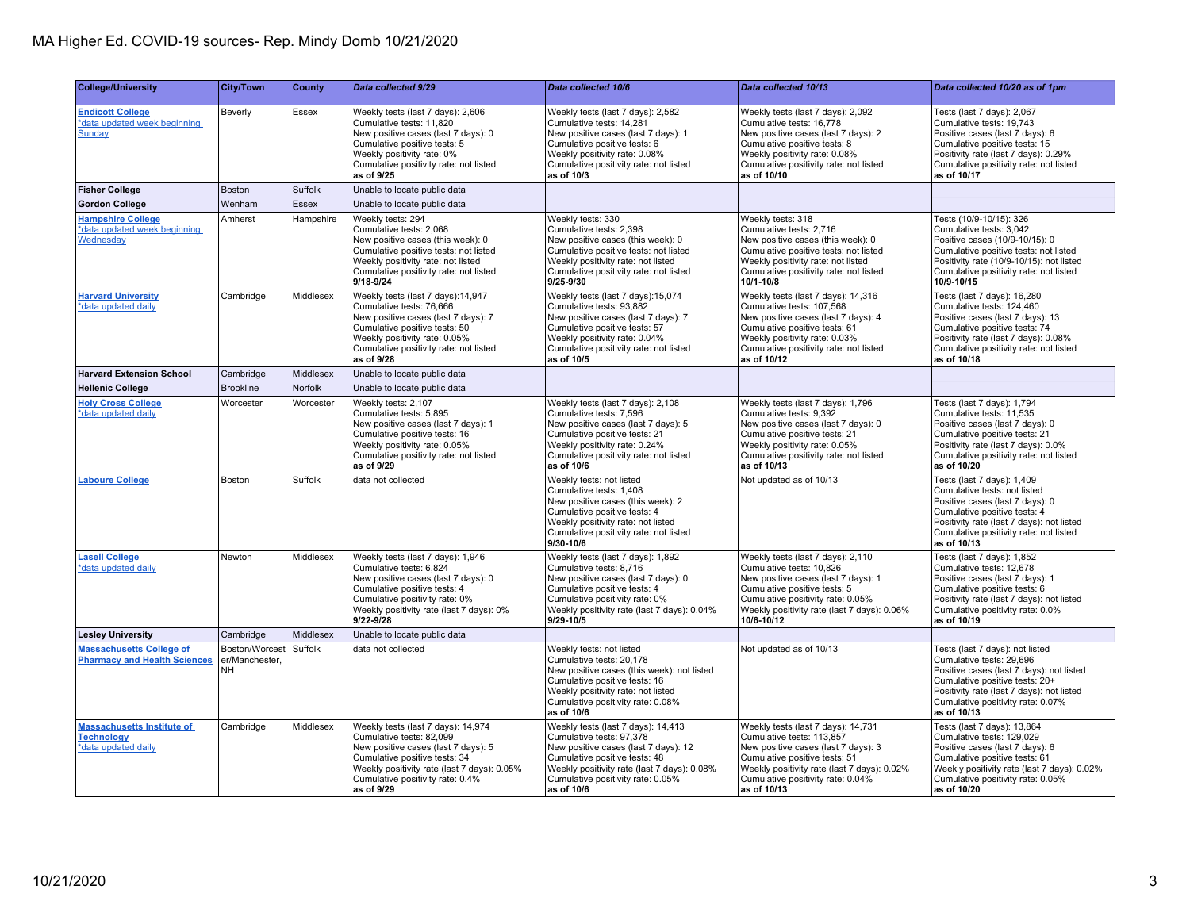# MA Higher Ed. COVID-19 sources- Rep. Mindy Domb 10/21/2020

| College/University | City/Town | County | *Data collected 9/29* | *Data collected 10/6* | *Data collected 10/13* | *Data collected 10/20 as of 1pm* |
|---|---|---|---|---|---|---|
| **Endicott College** *data updated week beginning Sunday | Beverly | Essex | Weekly tests (last 7 days): 2,606<br>Cumulative tests: 11,820<br>New positive cases (last 7 days): 0<br>Cumulative positive tests: 5<br>Weekly positivity rate: 0%<br>Cumulative positivity rate: not listed<br>**as of 9/25** | Weekly tests (last 7 days): 2,582<br>Cumulative tests: 14,281<br>New positive cases (last 7 days): 1<br>Cumulative positive tests: 6<br>Weekly positivity rate: 0.08%<br>Cumulative positivity rate: not listed<br>**as of 10/3** | Weekly tests (last 7 days): 2,092<br>Cumulative tests: 16,778<br>New positive cases (last 7 days): 2<br>Cumulative positive tests: 8<br>Weekly positivity rate: 0.08%<br>Cumulative positivity rate: not listed<br>**as of 10/10** | Tests (last 7 days): 2,067<br>Cumulative tests: 19,743<br>Positive cases (last 7 days): 6<br>Cumulative positive tests: 15<br>Positivity rate (last 7 days): 0.29%<br>Cumulative positivity rate: not listed<br>**as of 10/17** |
| **Fisher College** | Boston | Suffolk | Unable to locate public data | | | |
| **Gordon College** | Wenham | Essex | Unable to locate public data | | | |
| **Hampshire College** *data updated week beginning Wednesday | Amherst | Hampshire | Weekly tests: 294<br>Cumulative tests: 2,068<br>New positive cases (this week): 0<br>Cumulative positive tests: not listed<br>Weekly positivity rate: not listed<br>Cumulative positivity rate: not listed<br>**9/18-9/24** | Weekly tests: 330<br>Cumulative tests: 2,398<br>New positive cases (this week): 0<br>Cumulative positive tests: not listed<br>Weekly positivity rate: not listed<br>Cumulative positivity rate: not listed<br>**9/25-9/30** | Weekly tests: 318<br>Cumulative tests: 2,716<br>New positive cases (this week): 0<br>Cumulative positive tests: not listed<br>Weekly positivity rate: not listed<br>Cumulative positivity rate: not listed<br>**10/1-10/8** | Tests (10/9-10/15): 326<br>Cumulative tests: 3,042<br>Positive cases (10/9-10/15): 0<br>Cumulative positive tests: not listed<br>Positivity rate (10/9-10/15): not listed<br>Cumulative positivity rate: not listed<br>**10/9-10/15** |
| **Harvard University** *data updated daily | Cambridge | Middlesex | Weekly tests (last 7 days):14,947<br>Cumulative tests: 76,666<br>New positive cases (last 7 days): 7<br>Cumulative positive tests: 50<br>Weekly positivity rate: 0.05%<br>Cumulative positivity rate: not listed<br>**as of 9/28** | Weekly tests (last 7 days):15,074<br>Cumulative tests: 93,882<br>New positive cases (last 7 days): 7<br>Cumulative positive tests: 57<br>Weekly positivity rate: 0.04%<br>Cumulative positivity rate: not listed<br>**as of 10/5** | Weekly tests (last 7 days): 14,316<br>Cumulative tests: 107,568<br>New positive cases (last 7 days): 4<br>Cumulative positive tests: 61<br>Weekly positivity rate: 0.03%<br>Cumulative positivity rate: not listed<br>**as of 10/12** | Tests (last 7 days): 16,280<br>Cumulative tests: 124,460<br>Positive cases (last 7 days): 13<br>Cumulative positive tests: 74<br>Positivity rate (last 7 days): 0.08%<br>Cumulative positivity rate: not listed<br>**as of 10/18** |
| **Harvard Extension School** | Cambridge | Middlesex | Unable to locate public data | | | |
| **Hellenic College** | Brookline | Norfolk | Unable to locate public data | | | |
| **Holy Cross College** *data updated daily | Worcester | Worcester | Weekly tests: 2,107<br>Cumulative tests: 5,895<br>New positive cases (last 7 days): 1<br>Cumulative positive tests: 16<br>Weekly positivity rate: 0.05%<br>Cumulative positivity rate: not listed<br>**as of 9/29** | Weekly tests (last 7 days): 2,108<br>Cumulative tests: 7,596<br>New positive cases (last 7 days): 5<br>Cumulative positive tests: 21<br>Weekly positivity rate: 0.24%<br>Cumulative positivity rate: not listed<br>**as of 10/6** | Weekly tests (last 7 days): 1,796<br>Cumulative tests: 9,392<br>New positive cases (last 7 days): 0<br>Cumulative positive tests: 21<br>Weekly positivity rate: 0.05%<br>Cumulative positivity rate: not listed<br>**as of 10/13** | Tests (last 7 days): 1,794<br>Cumulative tests: 11,535<br>Positive cases (last 7 days): 0<br>Cumulative positive tests: 21<br>Positivity rate (last 7 days): 0.0%<br>Cumulative positivity rate: not listed<br>**as of 10/20** |
| **Laboure College** | Boston | Suffolk | data not collected | Weekly tests: not listed<br>Cumulative tests: 1,408<br>New positive cases (this week): 2<br>Cumulative positive tests: 4<br>Weekly positivity rate: not listed<br>Cumulative positivity rate: not listed<br>**9/30-10/6** | Not updated as of 10/13 | Tests (last 7 days): 1,409<br>Cumulative tests: not listed<br>Positive cases (last 7 days): 0<br>Cumulative positive tests: 4<br>Positivity rate (last 7 days): not listed<br>Cumulative positivity rate: not listed<br>**as of 10/13** |
| **Lasell College** *data updated daily | Newton | Middlesex | Weekly tests (last 7 days): 1,946<br>Cumulative tests: 6,824<br>New positive cases (last 7 days): 0<br>Cumulative positive tests: 4<br>Cumulative positivity rate: 0%<br>Weekly positivity rate (last 7 days): 0%<br>**9/22-9/28** | Weekly tests (last 7 days): 1,892<br>Cumulative tests: 8,716<br>New positive cases (last 7 days): 0<br>Cumulative positive tests: 4<br>Cumulative positivity rate: 0%<br>Weekly positivity rate (last 7 days): 0.04%<br>**9/29-10/5** | Weekly tests (last 7 days): 2,110<br>Cumulative tests: 10,826<br>New positive cases (last 7 days): 1<br>Cumulative positive tests: 5<br>Cumulative positivity rate: 0.05%<br>Weekly positivity rate (last 7 days): 0.06%<br>**10/6-10/12** | Tests (last 7 days): 1,852<br>Cumulative tests: 12,678<br>Positive cases (last 7 days): 1<br>Cumulative positive tests: 6<br>Positivity rate (last 7 days): not listed<br>Cumulative positivity rate: 0.0%<br>**as of 10/19** |
| **Lesley University** | Cambridge | Middlesex | Unable to locate public data | | | |
| **Massachusetts College of Pharmacy and Health Sciences** | Boston/Worcester/Manchester, NH | Suffolk | data not collected | Weekly tests: not listed<br>Cumulative tests: 20,178<br>New positive cases (this week): not listed<br>Cumulative positive tests: 16<br>Weekly positivity rate: not listed<br>Cumulative positivity rate: 0.08%<br>**as of 10/6** | Not updated as of 10/13 | Tests (last 7 days): not listed<br>Cumulative tests: 29,696<br>Positive cases (last 7 days): not listed<br>Cumulative positive tests: 20+<br>Positivity rate (last 7 days): not listed<br>Cumulative positivity rate: 0.07%<br>**as of 10/13** |
| **Massachusetts Institute of Technology** *data updated daily | Cambridge | Middlesex | Weekly tests (last 7 days): 14,974<br>Cumulative tests: 82,099<br>New positive cases (last 7 days): 5<br>Cumulative positive tests: 34<br>Weekly positivity rate (last 7 days): 0.05%<br>Cumulative positivity rate: 0.4%<br>**as of 9/29** | Weekly tests (last 7 days): 14,413<br>Cumulative tests: 97,378<br>New positive cases (last 7 days): 12<br>Cumulative positive tests: 48<br>Weekly positivity rate (last 7 days): 0.08%<br>Cumulative positivity rate: 0.05%<br>**as of 10/6** | Weekly tests (last 7 days): 14,731<br>Cumulative tests: 113,857<br>New positive cases (last 7 days): 3<br>Cumulative positive tests: 51<br>Weekly positivity rate (last 7 days): 0.02%<br>Cumulative positivity rate: 0.04%<br>**as of 10/13** | Tests (last 7 days): 13,864<br>Cumulative tests: 129,029<br>Positive cases (last 7 days): 6<br>Cumulative positive tests: 61<br>Weekly positivity rate (last 7 days): 0.02%<br>Cumulative positivity rate: 0.05%<br>**as of 10/20** |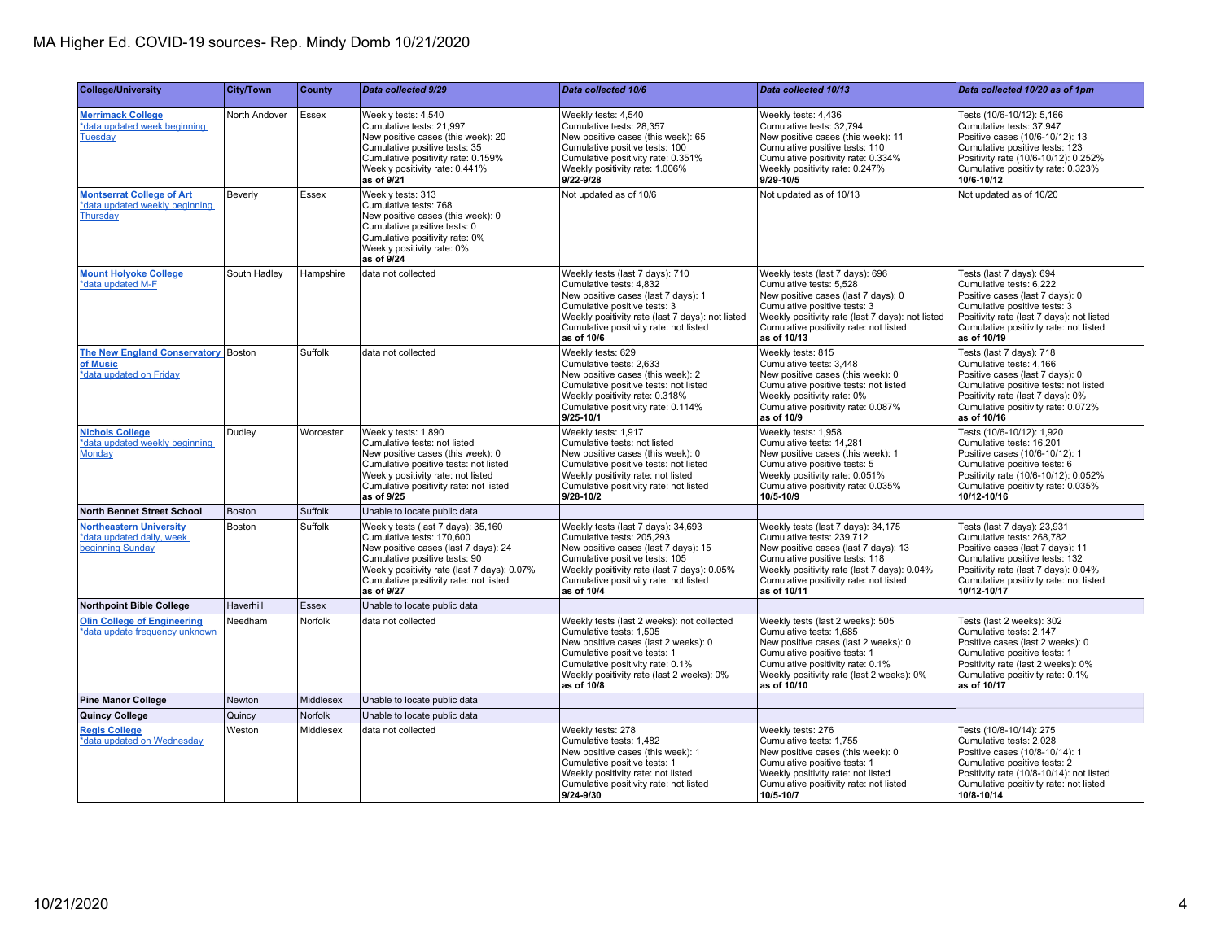# MA Higher Ed. COVID-19 sources- Rep. Mindy Domb 10/21/2020

| College/University | City/Town | County | Data collected 9/29 | Data collected 10/6 | Data collected 10/13 | Data collected 10/20 as of 1pm |
|---|---|---|---|---|---|---|
| **Merrimack College** *data updated week beginning Tuesday | North Andover | Essex | Weekly tests: 4,540<br>Cumulative tests: 21,997<br>New positive cases (this week): 20<br>Cumulative positive tests: 35<br>Cumulative positivity rate: 0.159%<br>Weekly positivity rate: 0.441%<br>**as of 9/21** | Weekly tests: 4,540<br>Cumulative tests: 28,357<br>New positive cases (this week): 65<br>Cumulative positive tests: 100<br>Cumulative positivity rate: 0.351%<br>Weekly positivity rate: 1.006%<br>**9/22-9/28** | Weekly tests: 4,436<br>Cumulative tests: 32,794<br>New positive cases (this week): 11<br>Cumulative positive tests: 110<br>Cumulative positivity rate: 0.334%<br>Weekly positivity rate: 0.247%<br>**9/29-10/5** | Tests (10/6-10/12): 5,166<br>Cumulative tests: 37,947<br>Positive cases (10/6-10/12): 13<br>Cumulative positive tests: 123<br>Positivity rate (10/6-10/12): 0.252%<br>Cumulative positivity rate: 0.323%<br>**10/6-10/12** |
| **Montserrat College of Art** *data updated weekly beginning Thursday | Beverly | Essex | Weekly tests: 313<br>Cumulative tests: 768<br>New positive cases (this week): 0<br>Cumulative positive tests: 0<br>Cumulative positivity rate: 0%<br>Weekly positivity rate: 0%<br>**as of 9/24** | Not updated as of 10/6 | Not updated as of 10/13 | Not updated as of 10/20 |
| **Mount Holyoke College** *data updated M-F | South Hadley | Hampshire | data not collected | Weekly tests (last 7 days): 710<br>Cumulative tests: 4,832<br>New positive cases (last 7 days): 1<br>Cumulative positive tests: 3<br>Weekly positivity rate (last 7 days): not listed<br>Cumulative positivity rate: not listed<br>**as of 10/6** | Weekly tests (last 7 days): 696<br>Cumulative tests: 5,528<br>New positive cases (last 7 days): 0<br>Cumulative positive tests: 3<br>Weekly positivity rate (last 7 days): not listed<br>Cumulative positivity rate: not listed<br>**as of 10/13** | Tests (last 7 days): 694<br>Cumulative tests: 6,222<br>Positive cases (last 7 days): 0<br>Cumulative positive tests: 3<br>Positivity rate (last 7 days): not listed<br>Cumulative positivity rate: not listed<br>**as of 10/19** |
| **The New England Conservatory of Music** *data updated on Friday | Boston | Suffolk | data not collected | Weekly tests: 629<br>Cumulative tests: 2,633<br>New positive cases (this week): 2<br>Cumulative positive tests: not listed<br>Weekly positivity rate: 0.318%<br>Cumulative positivity rate: 0.114%<br>**9/25-10/1** | Weekly tests: 815<br>Cumulative tests: 3,448<br>New positive cases (this week): 0<br>Cumulative positive tests: not listed<br>Weekly positivity rate: 0%<br>Cumulative positivity rate: 0.087%<br>**as of 10/9** | Tests (last 7 days): 718<br>Cumulative tests: 4,166<br>Positive cases (last 7 days): 0<br>Cumulative positive tests: not listed<br>Positivity rate (last 7 days): 0%<br>Cumulative positivity rate: 0.072%<br>**as of 10/16** |
| **Nichols College** *data updated weekly beginning Monday | Dudley | Worcester | Weekly tests: 1,890<br>Cumulative tests: not listed<br>New positive cases (this week): 0<br>Cumulative positive tests: not listed<br>Weekly positivity rate: not listed<br>Cumulative positivity rate: not listed<br>**as of 9/25** | Weekly tests: 1,917<br>Cumulative tests: not listed<br>New positive cases (this week): 0<br>Cumulative positive tests: not listed<br>Weekly positivity rate: not listed<br>Cumulative positivity rate: not listed<br>**9/28-10/2** | Weekly tests: 1,958<br>Cumulative tests: 14,281<br>New positive cases (this week): 1<br>Cumulative positive tests: 5<br>Weekly positivity rate: 0.051%<br>Cumulative positivity rate: 0.035%<br>**10/5-10/9** | Tests (10/6-10/12): 1,920<br>Cumulative tests: 16,201<br>Positive cases (10/6-10/12): 1<br>Cumulative positive tests: 6<br>Positivity rate (10/6-10/12): 0.052%<br>Cumulative positivity rate: 0.035%<br>**10/12-10/16** |
| **North Bennet Street School** | Boston | Suffolk | Unable to locate public data | | | |
| **Northeastern University** *data updated daily, week beginning Sunday | Boston | Suffolk | Weekly tests (last 7 days): 35,160<br>Cumulative tests: 170,600<br>New positive cases (last 7 days): 24<br>Cumulative positive tests: 90<br>Weekly positivity rate (last 7 days): 0.07%<br>Cumulative positivity rate: not listed<br>**as of 9/27** | Weekly tests (last 7 days): 34,693<br>Cumulative tests: 205,293<br>New positive cases (last 7 days): 15<br>Cumulative positive tests: 105<br>Weekly positivity rate (last 7 days): 0.05%<br>Cumulative positivity rate: not listed<br>**as of 10/4** | Weekly tests (last 7 days): 34,175<br>Cumulative tests: 239,712<br>New positive cases (last 7 days): 13<br>Cumulative positive tests: 118<br>Weekly positivity rate (last 7 days): 0.04%<br>Cumulative positivity rate: not listed<br>**as of 10/11** | Tests (last 7 days): 23,931<br>Cumulative tests: 268,782<br>Positive cases (last 7 days): 11<br>Cumulative positive tests: 132<br>Positivity rate (last 7 days): 0.04%<br>Cumulative positivity rate: not listed<br>**10/12-10/17** |
| **Northpoint Bible College** | Haverhill | Essex | Unable to locate public data | | | |
| **Olin College of Engineering** *data update frequency unknown | Needham | Norfolk | data not collected | Weekly tests (last 2 weeks): not collected<br>Cumulative tests: 1,505<br>New positive cases (last 2 weeks): 0<br>Cumulative positive tests: 1<br>Cumulative positivity rate: 0.1%<br>Weekly positivity rate (last 2 weeks): 0%<br>**as of 10/8** | Weekly tests (last 2 weeks): 505<br>Cumulative tests: 1,685<br>New positive cases (last 2 weeks): 0<br>Cumulative positive tests: 1<br>Cumulative positivity rate: 0.1%<br>Weekly positivity rate (last 2 weeks): 0%<br>**as of 10/10** | Tests (last 2 weeks): 302<br>Cumulative tests: 2,147<br>Positive cases (last 2 weeks): 0<br>Cumulative positive tests: 1<br>Positivity rate (last 2 weeks): 0%<br>Cumulative positivity rate: 0.1%<br>**as of 10/17** |
| **Pine Manor College** | Newton | Middlesex | Unable to locate public data | | | |
| **Quincy College** | Quincy | Norfolk | Unable to locate public data | | | |
| **Regis College** *data updated on Wednesday | Weston | Middlesex | data not collected | Weekly tests: 278<br>Cumulative tests: 1,482<br>New positive cases (this week): 1<br>Cumulative positive tests: 1<br>Weekly positivity rate: not listed<br>Cumulative positivity rate: not listed<br>**9/24-9/30** | Weekly tests: 276<br>Cumulative tests: 1,755<br>New positive cases (this week): 0<br>Cumulative positive tests: 1<br>Weekly positivity rate: not listed<br>Cumulative positivity rate: not listed<br>**10/5-10/7** | Tests (10/8-10/14): 275<br>Cumulative tests: 2,028<br>Positive cases (10/8-10/14): 1<br>Cumulative positive tests: 2<br>Positivity rate (10/8-10/14): not listed<br>Cumulative positivity rate: not listed<br>**10/8-10/14** |

10/21/2020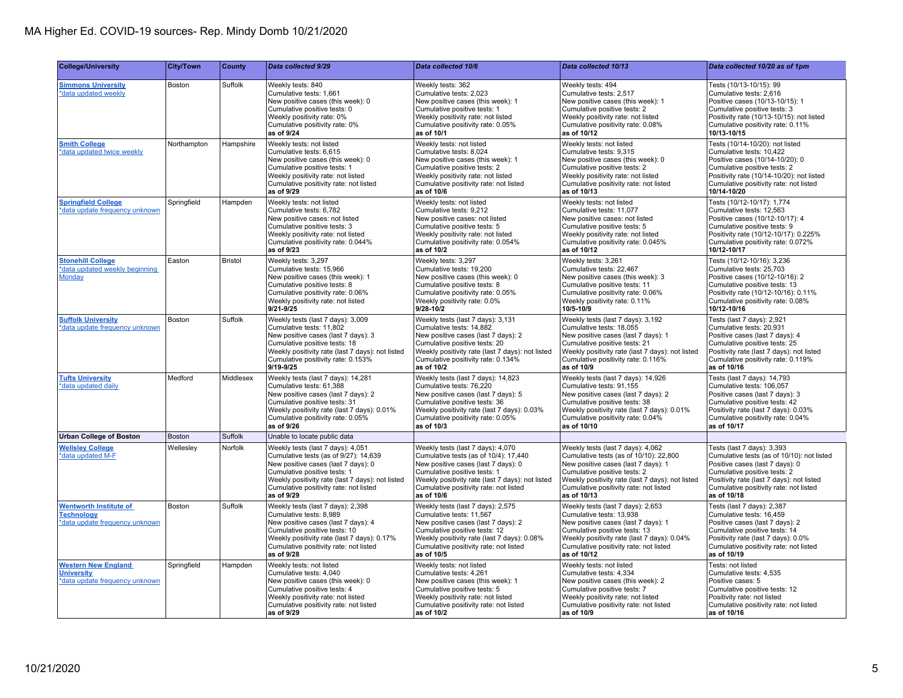# MA Higher Ed. COVID-19 sources- Rep. Mindy Domb 10/21/2020

| College/University | City/Town | County | Data collected 9/29 | Data collected 10/6 | Data collected 10/13 | Data collected 10/20 as of 1pm |
|---|---|---|---|---|---|---|
| **Simmons University**<br>*data updated weekly | Boston | Suffolk | Weekly tests: 840<br>Cumulative tests: 1,661<br>New positive cases (this week): 0<br>Cumulative positive tests: 0<br>Weekly positivity rate: 0%<br>Cumulative positivity rate: 0%<br>**as of 9/24** | Weekly tests: 362<br>Cumulative tests: 2,023<br>New positive cases (this week): 1<br>Cumulative positive tests: 1<br>Weekly positivity rate: not listed<br>Cumulative positivity rate: 0.05%<br>**as of 10/1** | Weekly tests: 494<br>Cumulative tests: 2,517<br>New positive cases (this week): 1<br>Cumulative positive tests: 2<br>Weekly positivity rate: not listed<br>Cumulative positivity rate: 0.08%<br>**as of 10/12** | Tests (10/13-10/15): 99<br>Cumulative tests: 2,616<br>Positive cases (10/13-10/15): 1<br>Cumulative positive tests: 3<br>Positivity rate (10/13-10/15): not listed<br>Cumulative positivity rate: 0.11%<br>**10/13-10/15** |
| **Smith College**<br>*data updated twice weekly | Northampton | Hampshire | Weekly tests: not listed<br>Cumulative tests: 6,615<br>New positive cases (this week): 0<br>Cumulative positive tests: 1<br>Weekly positivity rate: not listed<br>Cumulative positivity rate: not listed<br>**as of 9/29** | Weekly tests: not listed<br>Cumulative tests: 8,024<br>New positive cases (this week): 1<br>Cumulative positive tests: 2<br>Weekly positivity rate: not listed<br>Cumulative positivity rate: not listed<br>**as of 10/6** | Weekly tests: not listed<br>Cumulative tests: 9,315<br>New positive cases (this week): 0<br>Cumulative positive tests: 2<br>Weekly positivity rate: not listed<br>Cumulative positivity rate: not listed<br>**as of 10/13** | Tests (10/14-10/20): not listed<br>Cumulative tests: 10,422<br>Positive cases (10/14-10/20): 0<br>Cumulative positive tests: 2<br>Positivity rate (10/14-10/20): not listed<br>Cumulative positivity rate: not listed<br>**10/14-10/20** |
| **Springfield College**<br>*data update frequency unknown | Springfield | Hampden | Weekly tests: not listed<br>Cumulative tests: 6,782<br>New positive cases: not listed<br>Cumulative positive tests: 3<br>Weekly positivity rate: not listed<br>Cumulative positivity rate: 0.044%<br>**as of 9/23** | Weekly tests: not listed<br>Cumulative tests: 9,212<br>New positive cases: not listed<br>Cumulative positive tests: 5<br>Weekly positivity rate: not listed<br>Cumulative positivity rate: 0.054%<br>**as of 10/2** | Weekly tests: not listed<br>Cumulative tests: 11,077<br>New positive cases: not listed<br>Cumulative positive tests: 5<br>Weekly positivity rate: not listed<br>Cumulative positivity rate: 0.045%<br>**as of 10/12** | Tests (10/12-10/17): 1,774<br>Cumulative tests: 12,563<br>Positive cases (10/12-10/17): 4<br>Cumulative positive tests: 9<br>Positivity rate (10/12-10/17): 0.225%<br>Cumulative positivity rate: 0.072%<br>**10/12-10/17** |
| **Stonehill College**<br>*data updated weekly beginning Monday | Easton | Bristol | Weekly tests: 3,297<br>Cumulative tests: 15,966<br>New positive cases (this week): 1<br>Cumulative positive tests: 8<br>Cumulative positivity rate: 0.06%<br>Weekly positivity rate: not listed<br>**9/21-9/25** | Weekly tests: 3,297<br>Cumulative tests: 19,200<br>New positive cases (this week): 0<br>Cumulative positive tests: 8<br>Cumulative positivity rate: 0.05%<br>Weekly positivity rate: 0.0%<br>**9/28-10/2** | Weekly tests: 3,261<br>Cumulative tests: 22,467<br>New positive cases (this week): 3<br>Cumulative positive tests: 11<br>Cumulative positivity rate: 0.06%<br>Weekly positivity rate: 0.11%<br>**10/5-10/9** | Tests (10/12-10/16): 3,236<br>Cumulative tests: 25,703<br>Positive cases (10/12-10/16): 2<br>Cumulative positive tests: 13<br>Positivity rate (10/12-10/16): 0.11%<br>Cumulative positivity rate: 0.08%<br>**10/12-10/16** |
| **Suffolk University**<br>*data update frequency unknown | Boston | Suffolk | Weekly tests (last 7 days): 3,009<br>Cumulative tests: 11,802<br>New positive cases (last 7 days): 3<br>Cumulative positive tests: 18<br>Weekly positivity rate (last 7 days): not listed<br>Cumulative positivity rate: 0.153%<br>**9/19-9/25** | Weekly tests (last 7 days): 3,131<br>Cumulative tests: 14,882<br>New positive cases (last 7 days): 2<br>Cumulative positive tests: 20<br>Weekly positivity rate (last 7 days): not listed<br>Cumulative positivity rate: 0.134%<br>**as of 10/2** | Weekly tests (last 7 days): 3,192<br>Cumulative tests: 18,055<br>New positive cases (last 7 days): 1<br>Cumulative positive tests: 21<br>Weekly positivity rate (last 7 days): not listed<br>Cumulative positivity rate: 0.116%<br>**as of 10/9** | Tests (last 7 days): 2,921<br>Cumulative tests: 20,931<br>Positive cases (last 7 days): 4<br>Cumulative positive tests: 25<br>Positivity rate (last 7 days): not listed<br>Cumulative positivity rate: 0.119%<br>**as of 10/16** |
| **Tufts University**<br>*data updated daily | Medford | Middlesex | Weekly tests (last 7 days): 14,281<br>Cumulative tests: 61,388<br>New positive cases (last 7 days): 2<br>Cumulative positive tests: 31<br>Weekly positivity rate (last 7 days): 0.01%<br>Cumulative positivity rate: 0.05%<br>**as of 9/26** | Weekly tests (last 7 days): 14,823<br>Cumulative tests: 76,220<br>New positive cases (last 7 days): 5<br>Cumulative positive tests: 36<br>Weekly positivity rate (last 7 days): 0.03%<br>Cumulative positivity rate: 0.05%<br>**as of 10/3** | Weekly tests (last 7 days): 14,926<br>Cumulative tests: 91,155<br>New positive cases (last 7 days): 2<br>Cumulative positive tests: 38<br>Weekly positivity rate (last 7 days): 0.01%<br>Cumulative positivity rate: 0.04%<br>**as of 10/10** | Tests (last 7 days): 14,793<br>Cumulative tests: 106,057<br>Positive cases (last 7 days): 3<br>Cumulative positive tests: 42<br>Positivity rate (last 7 days): 0.03%<br>Cumulative positivity rate: 0.04%<br>**as of 10/17** |
| **Urban College of Boston** | Boston | Suffolk | Unable to locate public data | | | |
| **Wellesley College**<br>*data updated M-F | Wellesley | Norfolk | Weekly tests (last 7 days): 4,051<br>Cumulative tests (as of 9/27): 14,639<br>New positive cases (last 7 days): 0<br>Cumulative positive tests: 1<br>Weekly positivity rate (last 7 days): not listed<br>Cumulative positivity rate: not listed<br>**as of 9/29** | Weekly tests (last 7 days): 4,070<br>Cumulative tests (as of 10/4): 17,440<br>New positive cases (last 7 days): 0<br>Cumulative positive tests: 1<br>Weekly positivity rate (last 7 days): not listed<br>Cumulative positivity rate: not listed<br>**as of 10/6** | Weekly tests (last 7 days): 4,062<br>Cumulative tests (as of 10/10): 22,800<br>New positive cases (last 7 days): 1<br>Cumulative positive tests: 2<br>Weekly positivity rate (last 7 days): not listed<br>Cumulative positivity rate: not listed<br>**as of 10/13** | Tests (last 7 days): 3,393<br>Cumulative tests (as of 10/10): not listed<br>Positive cases (last 7 days): 0<br>Cumulative positive tests: 2<br>Positivity rate (last 7 days): not listed<br>Cumulative positivity rate: not listed<br>**as of 10/18** |
| **Wentworth Institute of Technology**<br>*data update frequency unknown | Boston | Suffolk | Weekly tests (last 7 days): 2,398<br>Cumulative tests: 8,989<br>New positive cases (last 7 days): 4<br>Cumulative positive tests: 10<br>Weekly positivity rate (last 7 days): 0.17%<br>Cumulative positivity rate: not listed<br>**as of 9/28** | Weekly tests (last 7 days): 2,575<br>Cumulative tests: 11,567<br>New positive cases (last 7 days): 2<br>Cumulative positive tests: 12<br>Weekly positivity rate (last 7 days): 0.08%<br>Cumulative positivity rate: not listed<br>**as of 10/5** | Weekly tests (last 7 days): 2,653<br>Cumulative tests: 13,938<br>New positive cases (last 7 days): 1<br>Cumulative positive tests: 13<br>Weekly positivity rate (last 7 days): 0.04%<br>Cumulative positivity rate: not listed<br>**as of 10/12** | Tests (last 7 days): 2,387<br>Cumulative tests: 16,459<br>Positive cases (last 7 days): 2<br>Cumulative positive tests: 14<br>Positivity rate (last 7 days): 0.0%<br>Cumulative positivity rate: not listed<br>**as of 10/19** |
| **Western New England University**<br>*data update frequency unknown | Springfield | Hampden | Weekly tests: not listed<br>Cumulative tests: 4,040<br>New positive cases (this week): 0<br>Cumulative positive tests: 4<br>Weekly positivity rate: not listed<br>Cumulative positivity rate: not listed<br>**as of 9/29** | Weekly tests: not listed<br>Cumulative tests: 4,261<br>New positive cases (this week): 1<br>Cumulative positive tests: 5<br>Weekly positivity rate: not listed<br>Cumulative positivity rate: not listed<br>**as of 10/2** | Weekly tests: not listed<br>Cumulative tests: 4,334<br>New positive cases (this week): 2<br>Cumulative positive tests: 7<br>Weekly positivity rate: not listed<br>Cumulative positivity rate: not listed<br>**as of 10/9** | Tests: not listed<br>Cumulative tests: 4,535<br>Positive cases: 5<br>Cumulative positive tests: 12<br>Positivity rate: not listed<br>Cumulative positivity rate: not listed<br>**as of 10/16** |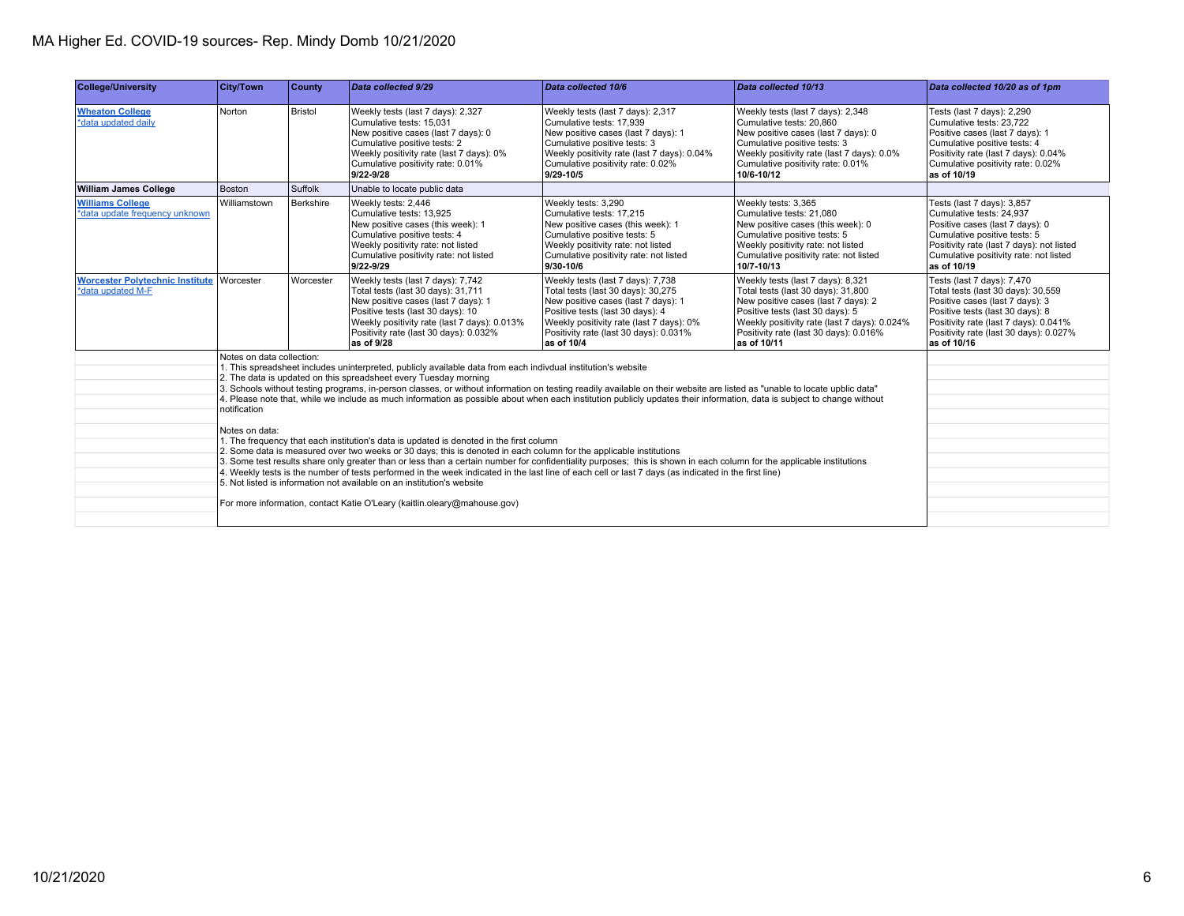MA Higher Ed. COVID-19 sources- Rep. Mindy Domb 10/21/2020

| College/University | City/Town | County | *Data collected 9/29* | *Data collected 10/6* | *Data collected 10/13* | *Data collected 10/20 as of 1pm* |
|---|---|---|---|---|---|---|
| **Wheaton College**<br>*data updated daily | Norton | Bristol | Weekly tests (last 7 days): 2,327<br>Cumulative tests: 15,031<br>New positive cases (last 7 days): 0<br>Cumulative positive tests: 2<br>Weekly positivity rate (last 7 days): 0%<br>Cumulative positivity rate: 0.01%<br>**9/22-9/28** | Weekly tests (last 7 days): 2,317<br>Cumulative tests: 17,939<br>New positive cases (last 7 days): 1<br>Cumulative positive tests: 3<br>Weekly positivity rate (last 7 days): 0.04%<br>Cumulative positivity rate: 0.02%<br>**9/29-10/5** | Weekly tests (last 7 days): 2,348<br>Cumulative tests: 20,860<br>New positive cases (last 7 days): 0<br>Cumulative positive tests: 3<br>Weekly positivity rate (last 7 days): 0.0%<br>Cumulative positivity rate: 0.01%<br>**10/6-10/12** | Tests (last 7 days): 2,290<br>Cumulative tests: 23,722<br>Positive cases (last 7 days): 1<br>Cumulative positive tests: 4<br>Positivity rate (last 7 days): 0.04%<br>Cumulative positivity rate: 0.02%<br>**as of 10/19** |
| **William James College** | Boston | Suffolk | Unable to locate public data | | | |
| **Williams College**<br>*data update frequency unknown | Williamstown | Berkshire | Weekly tests: 2,446<br>Cumulative tests: 13,925<br>New positive cases (this week): 1<br>Cumulative positive tests: 4<br>Weekly positivity rate: not listed<br>Cumulative positivity rate: not listed<br>**9/22-9/29** | Weekly tests: 3,290<br>Cumulative tests: 17,215<br>New positive cases (this week): 1<br>Cumulative positive tests: 5<br>Weekly positivity rate: not listed<br>Cumulative positivity rate: not listed<br>**9/30-10/6** | Weekly tests: 3,365<br>Cumulative tests: 21,080<br>New positive cases (this week): 0<br>Cumulative positive tests: 5<br>Weekly positivity rate: not listed<br>Cumulative positivity rate: not listed<br>**10/7-10/13** | Tests (last 7 days): 3,857<br>Cumulative tests: 24,937<br>Positive cases (last 7 days): 0<br>Cumulative positive tests: 5<br>Positivity rate (last 7 days): not listed<br>Cumulative positivity rate: not listed<br>**as of 10/19** |
| **Worcester Polytechnic Institute**<br>*data updated M-F | Worcester | Worcester | Weekly tests (last 7 days): 7,742<br>Total tests (last 30 days): 31,711<br>New positive cases (last 7 days): 1<br>Positive tests (last 30 days): 10<br>Weekly positivity rate (last 7 days): 0.013%<br>Positivity rate (last 30 days): 0.032%<br>**as of 9/28** | Weekly tests (last 7 days): 7,738<br>Total tests (last 30 days): 30,275<br>New positive cases (last 7 days): 1<br>Positive tests (last 30 days): 4<br>Weekly positivity rate (last 7 days): 0%<br>Positivity rate (last 30 days): 0.031%<br>**as of 10/4** | Weekly tests (last 7 days): 8,321<br>Total tests (last 30 days): 31,800<br>New positive cases (last 7 days): 2<br>Positive tests (last 30 days): 5<br>Weekly positivity rate (last 7 days): 0.024%<br>Positivity rate (last 30 days): 0.016%<br>**as of 10/11** | Tests (last 7 days): 7,470<br>Total tests (last 30 days): 30,559<br>Positive cases (last 7 days): 3<br>Positive tests (last 30 days): 8<br>Positivity rate (last 7 days): 0.041%<br>Positivity rate (last 30 days): 0.027%<br>**as of 10/16** |

Notes on data collection:
1. This spreadsheet includes uninterpreted, publicly available data from each indivdual institution's website
2. The data is updated on this spreadsheet every Tuesday morning
3. Schools without testing programs, in-person classes, or without information on testing readily available on their website are listed as "unable to locate upblic data"
4. Please note that, while we include as much information as possible about when each institution publicly updates their information, data is subject to change without notification

Notes on data:
1. The frequency that each institution's data is updated is denoted in the first column
2. Some data is measured over two weeks or 30 days; this is denoted in each column for the applicable institutions
3. Some test results share only greater than or less than a certain number for confidentiality purposes; this is shown in each column for the applicable institutions
4. Weekly tests is the number of tests performed in the week indicated in the last line of each cell or last 7 days (as indicated in the first line)
5. Not listed is information not available on an institution's website

For more information, contact Katie O'Leary (kaitlin.oleary@mahouse.gov)